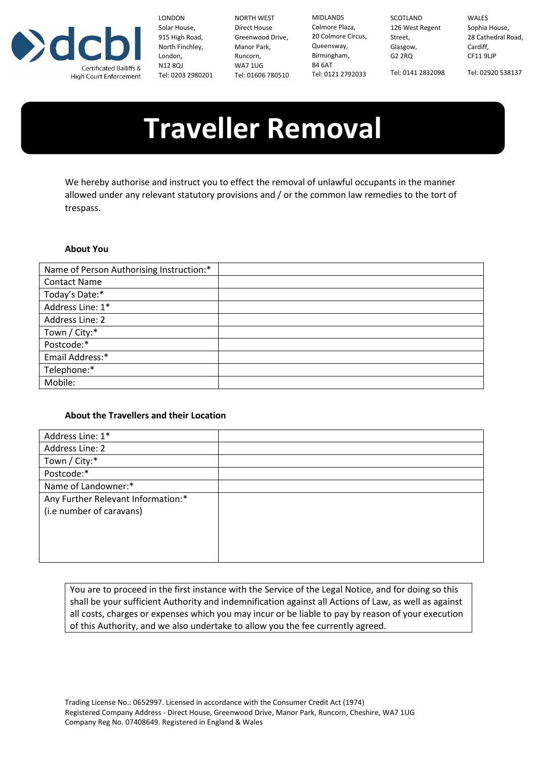dcbl
Certificated Bailiffs & High Court Enforcement

LONDON
Solar House,
915 High Road,
North Finchley,
London,
N12 8QJ
Tel: 0203 2980201

NORTH WEST
Direct House
Greenwood Drive,
Manor Park,
Runcorn,
WA7 1UG
Tel: 01606 780510

MIDLANDS
Colmore Plaza,
20 Colmore Circus,
Queensway,
Birmingham,
B4 6AT
Tel: 0121 2792033

SCOTLAND
126 West Regent Street,
Glasgow,
G2 2RQ
Tel: 0141 2832098

WALES
Sophia House,
28 Cathedral Road,
Cardiff,
CF11 9LJP
Tel: 02920 538137

# Traveller Removal

We hereby authorise and instruct you to effect the removal of unlawful occupants in the manner allowed under any relevant statutory provisions and / or the common law remedies to the tort of trespass.

**About You**

| | |
|---|---|
| Name of Person Authorising Instruction:* | |
| Contact Name | |
| Today's Date:* | |
| Address Line: 1* | |
| Address Line: 2 | |
| Town / City:* | |
| Postcode:* | |
| Email Address:* | |
| Telephone:* | |
| Mobile: | |

**About the Travellers and their Location**

| | |
|---|---|
| Address Line: 1* | |
| Address Line: 2 | |
| Town / City:* | |
| Postcode:* | |
| Name of Landowner:* | |
| Any Further Relevant Information:* (i.e number of caravans) | |

You are to proceed in the first instance with the Service of the Legal Notice, and for doing so this shall be your sufficient Authority and indemnification against all Actions of Law, as well as against all costs, charges or expenses which you may incur or be liable to pay by reason of your execution of this Authority, and we also undertake to allow you the fee currently agreed.

Trading License No.: 0652997. Licensed in accordance with the Consumer Credit Act (1974)
Registered Company Address - Direct House, Greenwood Drive, Manor Park, Runcorn, Cheshire, WA7 1UG
Company Reg No. 07408649. Registered in England & Wales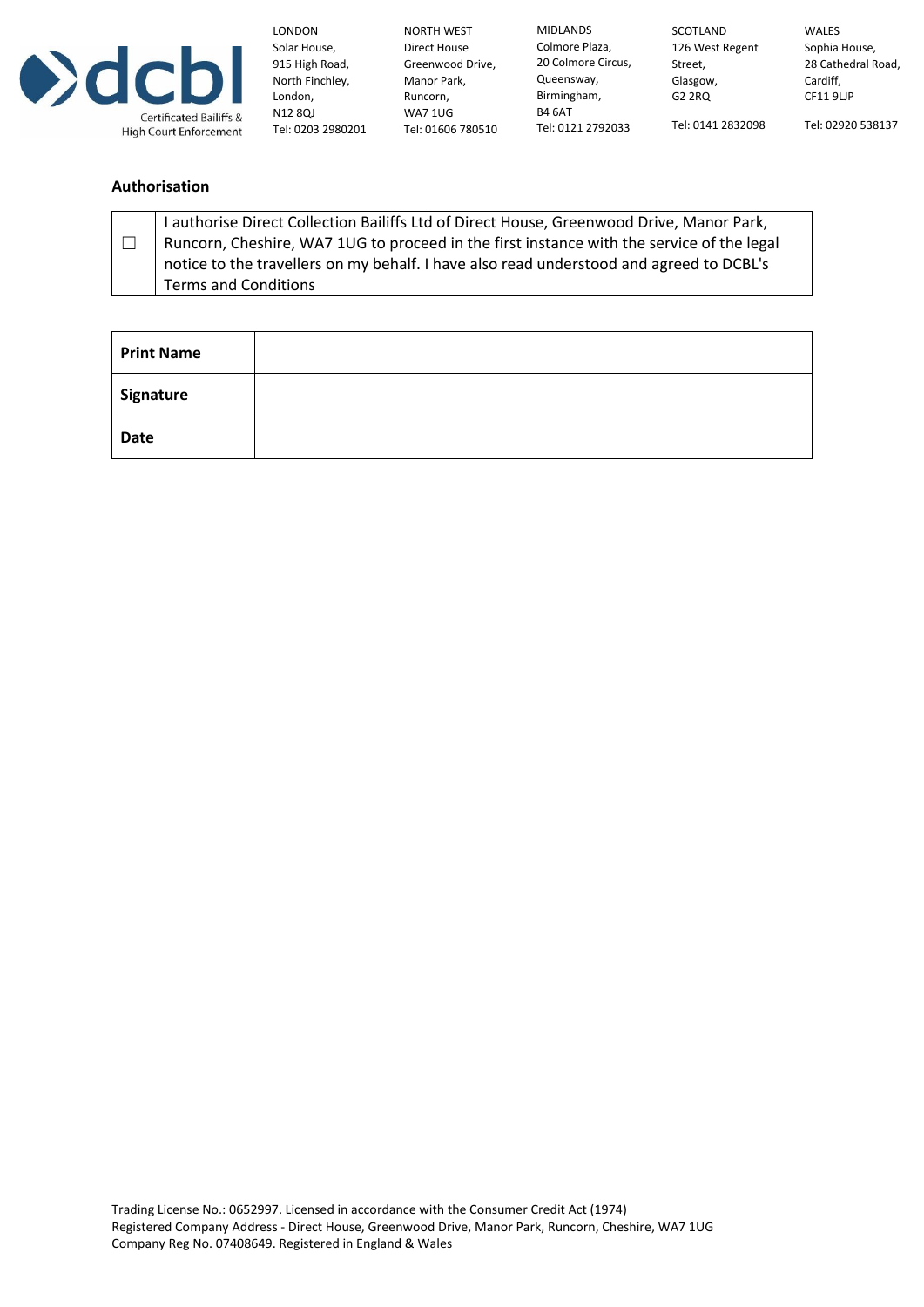## Authorisation

| | |
|---|---|
| ☐ | I authorise Direct Collection Bailiffs Ltd of Direct House, Greenwood Drive, Manor Park, Runcorn, Cheshire, WA7 1UG to proceed in the first instance with the service of the legal notice to the travellers on my behalf. I have also read understood and agreed to DCBL's Terms and Conditions |

| | |
|---|---|
| **Print Name** | |
| **Signature** | |
| **Date** | |

Trading License No.: 0652997. Licensed in accordance with the Consumer Credit Act (1974)
Registered Company Address - Direct House, Greenwood Drive, Manor Park, Runcorn, Cheshire, WA7 1UG
Company Reg No. 07408649. Registered in England & Wales